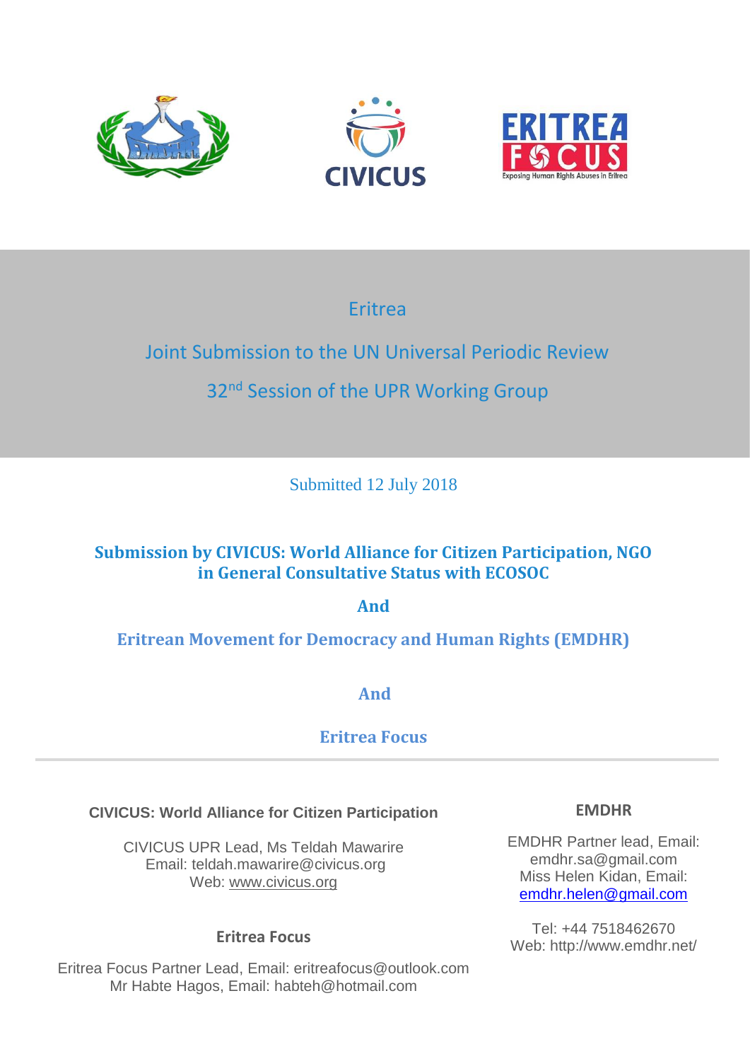# Eritrea

## Joint Submission to the UN Universal Periodic Review

## 32nd Session of the UPR Working Group

Submitted 12 July 2018

**Submission by CIVICUS: World Alliance for Citizen Participation, NGO in General Consultative Status with ECOSOC**

**And**

**Eritrean Movement for Democracy and Human Rights (EMDHR)**

**And**

**Eritrea Focus**

---

**CIVICUS: World Alliance for Citizen Participation**

CIVICUS UPR Lead, Ms Teldah Mawarire
Email: teldah.mawarire@civicus.org
Web: www.civicus.org

**Eritrea Focus**

Eritrea Focus Partner Lead, Email: eritreafocus@outlook.com
Mr Habte Hagos, Email: habteh@hotmail.com

**EMDHR**

EMDHR Partner lead, Email: emdhr.sa@gmail.com
Miss Helen Kidan, Email: emdhr.helen@gmail.com

Tel: +44 7518462670
Web: http://www.emdhr.net/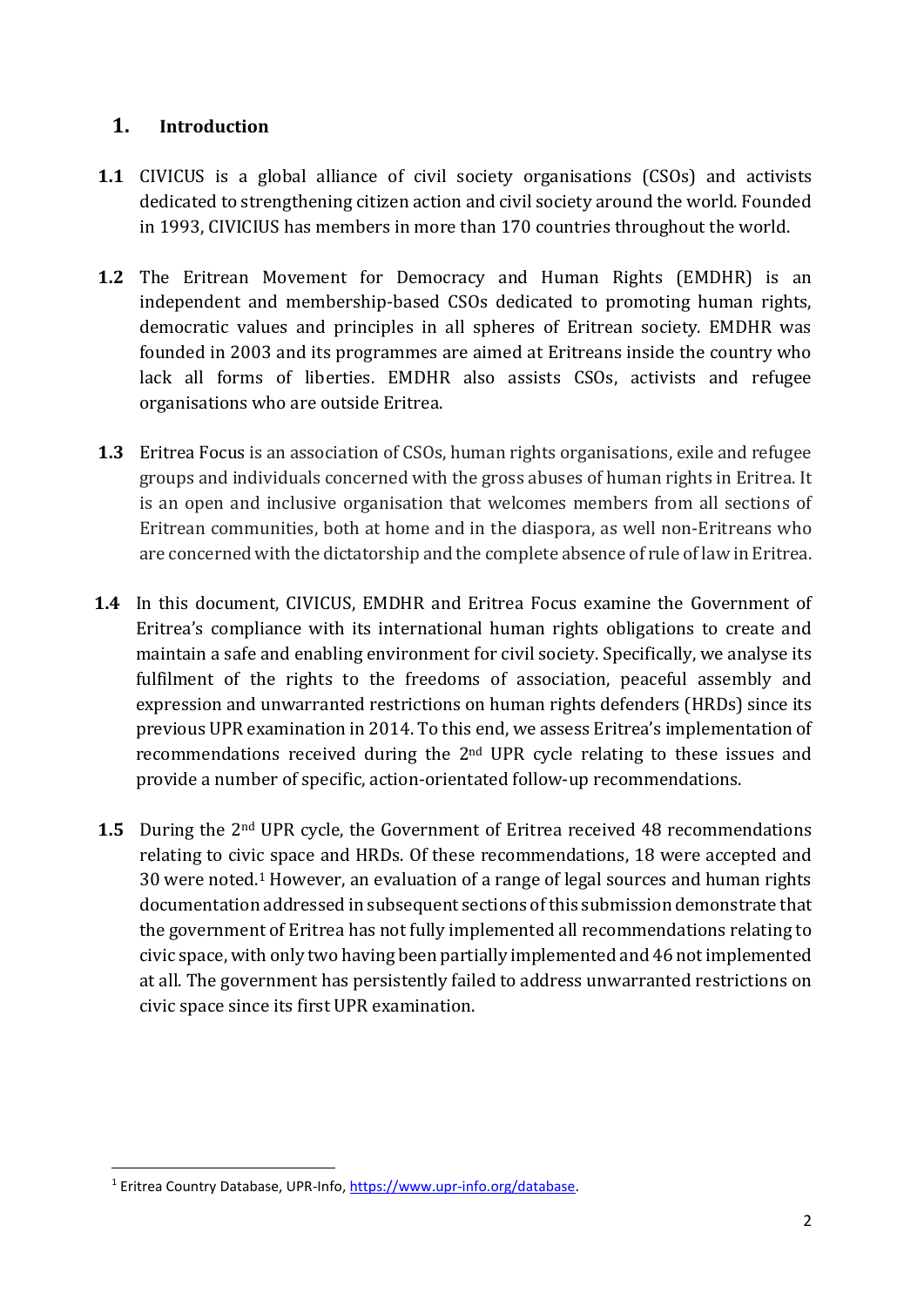## 1. Introduction

**1.1** CIVICUS is a global alliance of civil society organisations (CSOs) and activists dedicated to strengthening citizen action and civil society around the world. Founded in 1993, CIVICIUS has members in more than 170 countries throughout the world.

**1.2** The Eritrean Movement for Democracy and Human Rights (EMDHR) is an independent and membership-based CSOs dedicated to promoting human rights, democratic values and principles in all spheres of Eritrean society. EMDHR was founded in 2003 and its programmes are aimed at Eritreans inside the country who lack all forms of liberties. EMDHR also assists CSOs, activists and refugee organisations who are outside Eritrea.

**1.3** Eritrea Focus is an association of CSOs, human rights organisations, exile and refugee groups and individuals concerned with the gross abuses of human rights in Eritrea. It is an open and inclusive organisation that welcomes members from all sections of Eritrean communities, both at home and in the diaspora, as well non-Eritreans who are concerned with the dictatorship and the complete absence of rule of law in Eritrea.

**1.4** In this document, CIVICUS, EMDHR and Eritrea Focus examine the Government of Eritrea's compliance with its international human rights obligations to create and maintain a safe and enabling environment for civil society. Specifically, we analyse its fulfilment of the rights to the freedoms of association, peaceful assembly and expression and unwarranted restrictions on human rights defenders (HRDs) since its previous UPR examination in 2014. To this end, we assess Eritrea's implementation of recommendations received during the 2nd UPR cycle relating to these issues and provide a number of specific, action-orientated follow-up recommendations.

**1.5** During the 2nd UPR cycle, the Government of Eritrea received 48 recommendations relating to civic space and HRDs. Of these recommendations, 18 were accepted and 30 were noted.[1] However, an evaluation of a range of legal sources and human rights documentation addressed in subsequent sections of this submission demonstrate that the government of Eritrea has not fully implemented all recommendations relating to civic space, with only two having been partially implemented and 46 not implemented at all. The government has persistently failed to address unwarranted restrictions on civic space since its first UPR examination.

---

[1] Eritrea Country Database, UPR-Info, https://www.upr-info.org/database.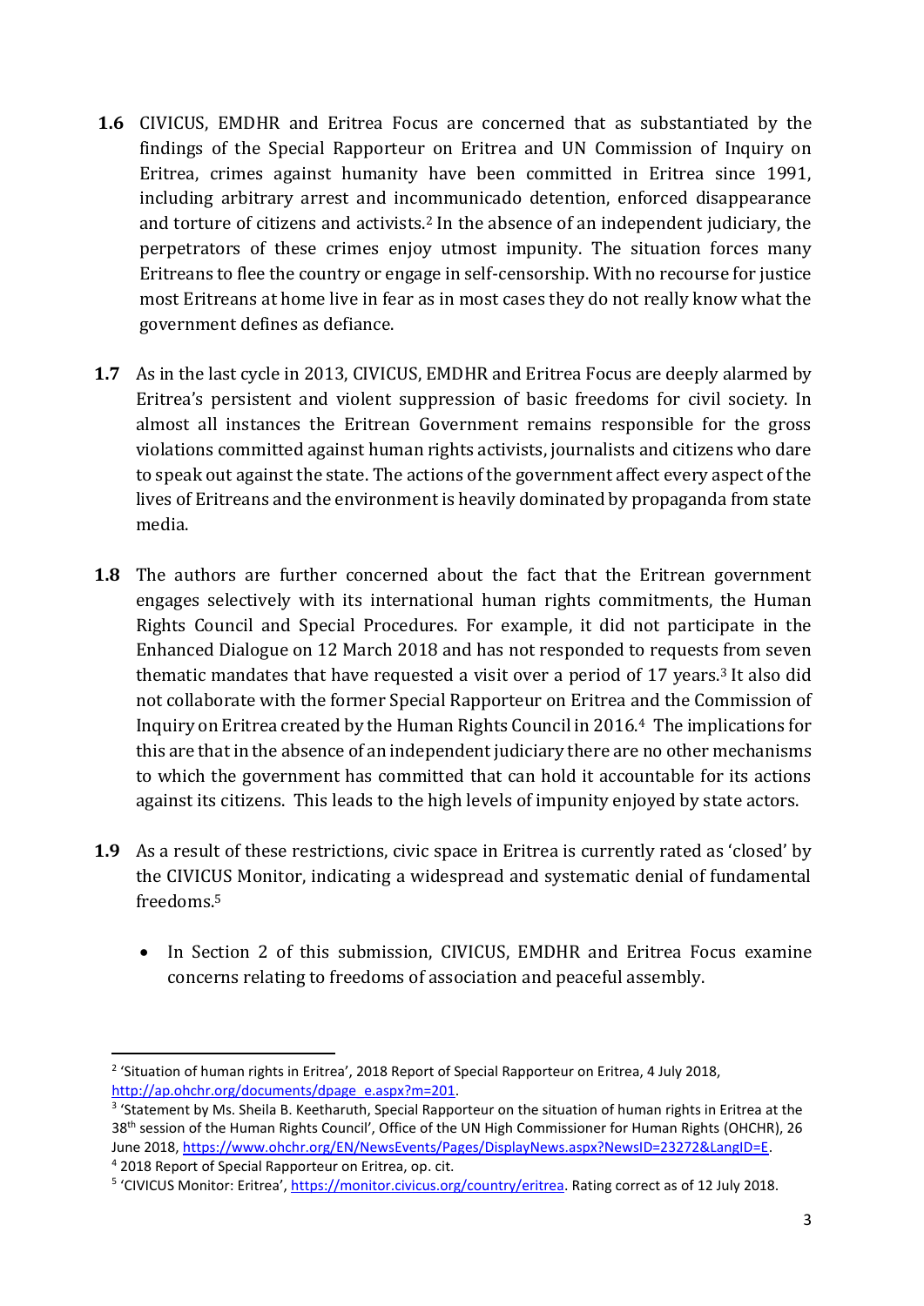**1.6** CIVICUS, EMDHR and Eritrea Focus are concerned that as substantiated by the findings of the Special Rapporteur on Eritrea and UN Commission of Inquiry on Eritrea, crimes against humanity have been committed in Eritrea since 1991, including arbitrary arrest and incommunicado detention, enforced disappearance and torture of citizens and activists.[2] In the absence of an independent judiciary, the perpetrators of these crimes enjoy utmost impunity. The situation forces many Eritreans to flee the country or engage in self-censorship. With no recourse for justice most Eritreans at home live in fear as in most cases they do not really know what the government defines as defiance.

**1.7** As in the last cycle in 2013, CIVICUS, EMDHR and Eritrea Focus are deeply alarmed by Eritrea's persistent and violent suppression of basic freedoms for civil society. In almost all instances the Eritrean Government remains responsible for the gross violations committed against human rights activists, journalists and citizens who dare to speak out against the state. The actions of the government affect every aspect of the lives of Eritreans and the environment is heavily dominated by propaganda from state media.

**1.8** The authors are further concerned about the fact that the Eritrean government engages selectively with its international human rights commitments, the Human Rights Council and Special Procedures. For example, it did not participate in the Enhanced Dialogue on 12 March 2018 and has not responded to requests from seven thematic mandates that have requested a visit over a period of 17 years.[3] It also did not collaborate with the former Special Rapporteur on Eritrea and the Commission of Inquiry on Eritrea created by the Human Rights Council in 2016.[4] The implications for this are that in the absence of an independent judiciary there are no other mechanisms to which the government has committed that can hold it accountable for its actions against its citizens. This leads to the high levels of impunity enjoyed by state actors.

**1.9** As a result of these restrictions, civic space in Eritrea is currently rated as 'closed' by the CIVICUS Monitor, indicating a widespread and systematic denial of fundamental freedoms.[5]

- In Section 2 of this submission, CIVICUS, EMDHR and Eritrea Focus examine concerns relating to freedoms of association and peaceful assembly.

---

[2] 'Situation of human rights in Eritrea', 2018 Report of Special Rapporteur on Eritrea, 4 July 2018, http://ap.ohchr.org/documents/dpage_e.aspx?m=201.

[3] 'Statement by Ms. Sheila B. Keetharuth, Special Rapporteur on the situation of human rights in Eritrea at the 38th session of the Human Rights Council', Office of the UN High Commissioner for Human Rights (OHCHR), 26 June 2018, https://www.ohchr.org/EN/NewsEvents/Pages/DisplayNews.aspx?NewsID=23272&LangID=E.

[4] 2018 Report of Special Rapporteur on Eritrea, op. cit.

[5] 'CIVICUS Monitor: Eritrea', https://monitor.civicus.org/country/eritrea. Rating correct as of 12 July 2018.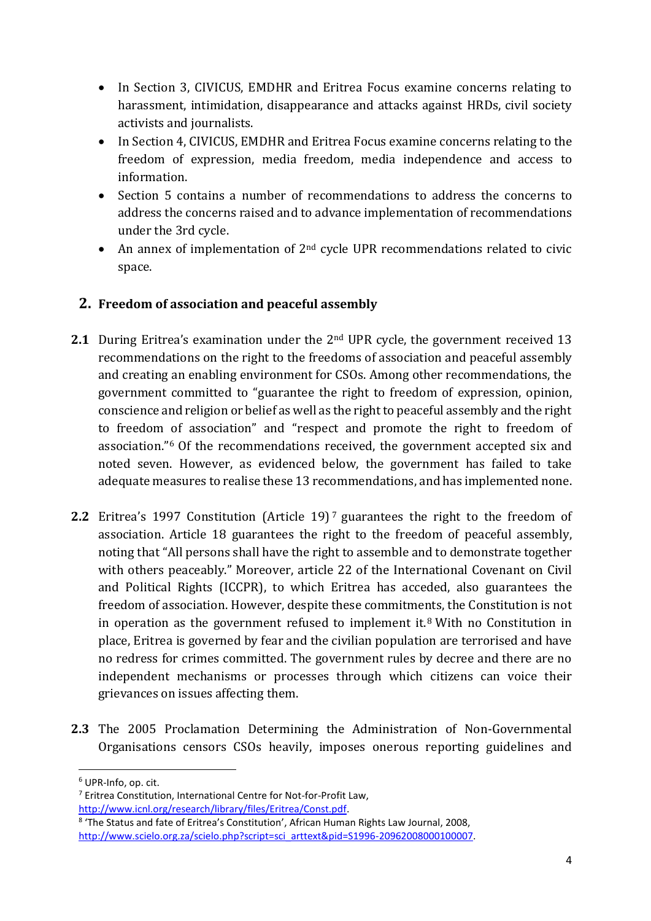- In Section 3, CIVICUS, EMDHR and Eritrea Focus examine concerns relating to harassment, intimidation, disappearance and attacks against HRDs, civil society activists and journalists.
- In Section 4, CIVICUS, EMDHR and Eritrea Focus examine concerns relating to the freedom of expression, media freedom, media independence and access to information.
- Section 5 contains a number of recommendations to address the concerns to address the concerns raised and to advance implementation of recommendations under the 3rd cycle.
- An annex of implementation of 2nd cycle UPR recommendations related to civic space.

## 2. Freedom of association and peaceful assembly

**2.1** During Eritrea's examination under the 2nd UPR cycle, the government received 13 recommendations on the right to the freedoms of association and peaceful assembly and creating an enabling environment for CSOs. Among other recommendations, the government committed to "guarantee the right to freedom of expression, opinion, conscience and religion or belief as well as the right to peaceful assembly and the right to freedom of association" and "respect and promote the right to freedom of association."[6] Of the recommendations received, the government accepted six and noted seven. However, as evidenced below, the government has failed to take adequate measures to realise these 13 recommendations, and has implemented none.

**2.2** Eritrea's 1997 Constitution (Article 19)[7] guarantees the right to the freedom of association. Article 18 guarantees the right to the freedom of peaceful assembly, noting that "All persons shall have the right to assemble and to demonstrate together with others peaceably." Moreover, article 22 of the International Covenant on Civil and Political Rights (ICCPR), to which Eritrea has acceded, also guarantees the freedom of association. However, despite these commitments, the Constitution is not in operation as the government refused to implement it.[8] With no Constitution in place, Eritrea is governed by fear and the civilian population are terrorised and have no redress for crimes committed. The government rules by decree and there are no independent mechanisms or processes through which citizens can voice their grievances on issues affecting them.

**2.3** The 2005 Proclamation Determining the Administration of Non-Governmental Organisations censors CSOs heavily, imposes onerous reporting guidelines and

---

[6] UPR-Info, op. cit.

[7] Eritrea Constitution, International Centre for Not-for-Profit Law, http://www.icnl.org/research/library/files/Eritrea/Const.pdf.

[8] 'The Status and fate of Eritrea's Constitution', African Human Rights Law Journal, 2008, http://www.scielo.org.za/scielo.php?script=sci_arttext&pid=S1996-20962008000100007.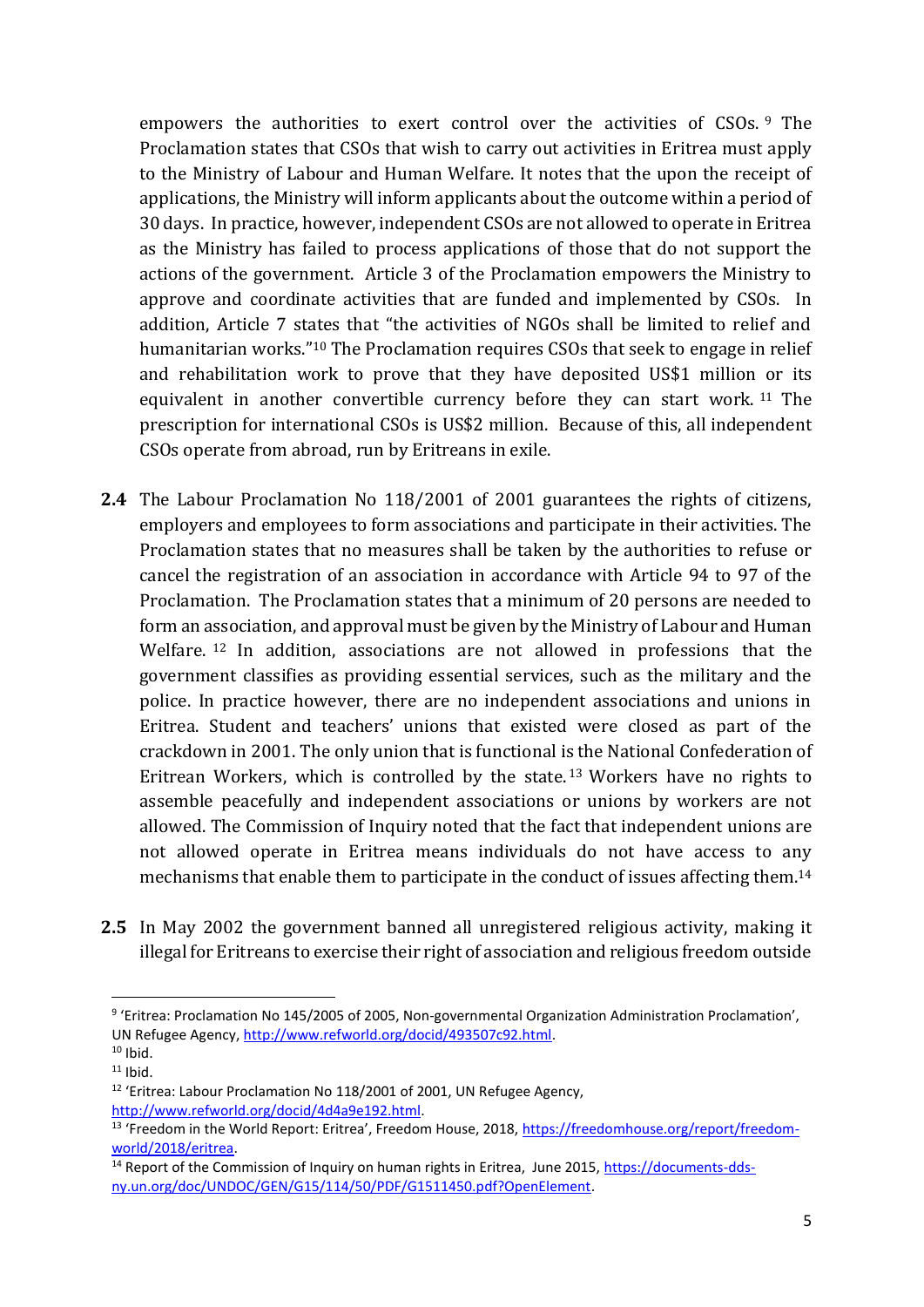empowers the authorities to exert control over the activities of CSOs.[9] The Proclamation states that CSOs that wish to carry out activities in Eritrea must apply to the Ministry of Labour and Human Welfare. It notes that the upon the receipt of applications, the Ministry will inform applicants about the outcome within a period of 30 days. In practice, however, independent CSOs are not allowed to operate in Eritrea as the Ministry has failed to process applications of those that do not support the actions of the government. Article 3 of the Proclamation empowers the Ministry to approve and coordinate activities that are funded and implemented by CSOs. In addition, Article 7 states that "the activities of NGOs shall be limited to relief and humanitarian works."[10] The Proclamation requires CSOs that seek to engage in relief and rehabilitation work to prove that they have deposited US$1 million or its equivalent in another convertible currency before they can start work.[11] The prescription for international CSOs is US$2 million. Because of this, all independent CSOs operate from abroad, run by Eritreans in exile.

**2.4** The Labour Proclamation No 118/2001 of 2001 guarantees the rights of citizens, employers and employees to form associations and participate in their activities. The Proclamation states that no measures shall be taken by the authorities to refuse or cancel the registration of an association in accordance with Article 94 to 97 of the Proclamation. The Proclamation states that a minimum of 20 persons are needed to form an association, and approval must be given by the Ministry of Labour and Human Welfare.[12] In addition, associations are not allowed in professions that the government classifies as providing essential services, such as the military and the police. In practice however, there are no independent associations and unions in Eritrea. Student and teachers' unions that existed were closed as part of the crackdown in 2001. The only union that is functional is the National Confederation of Eritrean Workers, which is controlled by the state.[13] Workers have no rights to assemble peacefully and independent associations or unions by workers are not allowed. The Commission of Inquiry noted that the fact that independent unions are not allowed operate in Eritrea means individuals do not have access to any mechanisms that enable them to participate in the conduct of issues affecting them.[14]

**2.5** In May 2002 the government banned all unregistered religious activity, making it illegal for Eritreans to exercise their right of association and religious freedom outside

---

[9] 'Eritrea: Proclamation No 145/2005 of 2005, Non-governmental Organization Administration Proclamation', UN Refugee Agency, http://www.refworld.org/docid/493507c92.html.

[10] Ibid.

[11] Ibid.

[12] 'Eritrea: Labour Proclamation No 118/2001 of 2001, UN Refugee Agency, http://www.refworld.org/docid/4d4a9e192.html.

[13] 'Freedom in the World Report: Eritrea', Freedom House, 2018, https://freedomhouse.org/report/freedom-world/2018/eritrea.

[14] Report of the Commission of Inquiry on human rights in Eritrea, June 2015, https://documents-dds-ny.un.org/doc/UNDOC/GEN/G15/114/50/PDF/G1511450.pdf?OpenElement.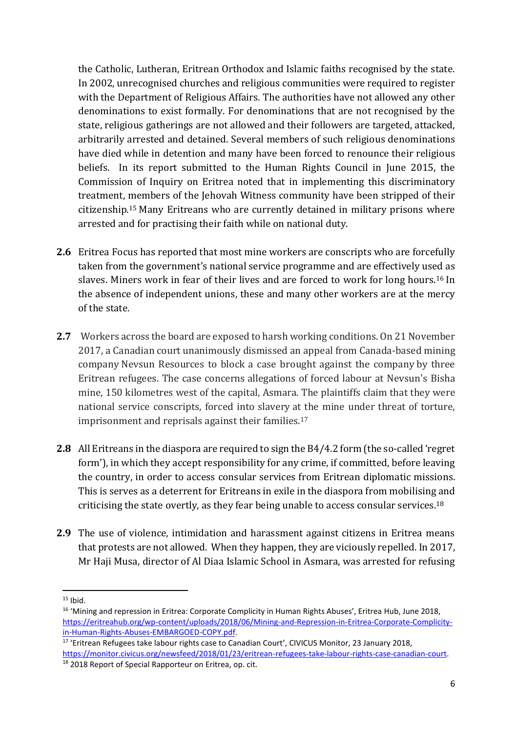the Catholic, Lutheran, Eritrean Orthodox and Islamic faiths recognised by the state. In 2002, unrecognised churches and religious communities were required to register with the Department of Religious Affairs. The authorities have not allowed any other denominations to exist formally. For denominations that are not recognised by the state, religious gatherings are not allowed and their followers are targeted, attacked, arbitrarily arrested and detained. Several members of such religious denominations have died while in detention and many have been forced to renounce their religious beliefs. In its report submitted to the Human Rights Council in June 2015, the Commission of Inquiry on Eritrea noted that in implementing this discriminatory treatment, members of the Jehovah Witness community have been stripped of their citizenship.[15] Many Eritreans who are currently detained in military prisons where arrested and for practising their faith while on national duty.

**2.6** Eritrea Focus has reported that most mine workers are conscripts who are forcefully taken from the government's national service programme and are effectively used as slaves. Miners work in fear of their lives and are forced to work for long hours.[16] In the absence of independent unions, these and many other workers are at the mercy of the state.

**2.7** Workers across the board are exposed to harsh working conditions. On 21 November 2017, a Canadian court unanimously dismissed an appeal from Canada-based mining company Nevsun Resources to block a case brought against the company by three Eritrean refugees. The case concerns allegations of forced labour at Nevsun's Bisha mine, 150 kilometres west of the capital, Asmara. The plaintiffs claim that they were national service conscripts, forced into slavery at the mine under threat of torture, imprisonment and reprisals against their families.[17]

**2.8** All Eritreans in the diaspora are required to sign the B4/4.2 form (the so-called 'regret form'), in which they accept responsibility for any crime, if committed, before leaving the country, in order to access consular services from Eritrean diplomatic missions. This is serves as a deterrent for Eritreans in exile in the diaspora from mobilising and criticising the state overtly, as they fear being unable to access consular services.[18]

**2.9** The use of violence, intimidation and harassment against citizens in Eritrea means that protests are not allowed. When they happen, they are viciously repelled. In 2017, Mr Haji Musa, director of Al Diaa Islamic School in Asmara, was arrested for refusing

---

[15] Ibid.

[16] 'Mining and repression in Eritrea: Corporate Complicity in Human Rights Abuses', Eritrea Hub, June 2018, https://eritreahub.org/wp-content/uploads/2018/06/Mining-and-Repression-in-Eritrea-Corporate-Complicity-in-Human-Rights-Abuses-EMBARGOED-COPY.pdf.

[17] 'Eritrean Refugees take labour rights case to Canadian Court', CIVICUS Monitor, 23 January 2018, https://monitor.civicus.org/newsfeed/2018/01/23/eritrean-refugees-take-labour-rights-case-canadian-court.

[18] 2018 Report of Special Rapporteur on Eritrea, op. cit.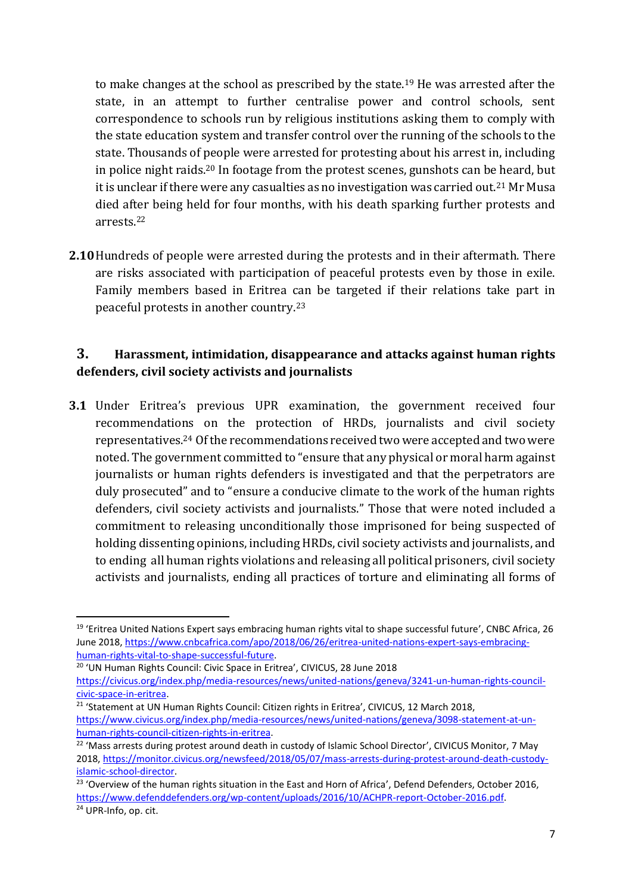to make changes at the school as prescribed by the state.[19] He was arrested after the state, in an attempt to further centralise power and control schools, sent correspondence to schools run by religious institutions asking them to comply with the state education system and transfer control over the running of the schools to the state. Thousands of people were arrested for protesting about his arrest in, including in police night raids.[20] In footage from the protest scenes, gunshots can be heard, but it is unclear if there were any casualties as no investigation was carried out.[21] Mr Musa died after being held for four months, with his death sparking further protests and arrests.[22]

**2.10** Hundreds of people were arrested during the protests and in their aftermath. There are risks associated with participation of peaceful protests even by those in exile. Family members based in Eritrea can be targeted if their relations take part in peaceful protests in another country.[23]

## 3. Harassment, intimidation, disappearance and attacks against human rights defenders, civil society activists and journalists

**3.1** Under Eritrea's previous UPR examination, the government received four recommendations on the protection of HRDs, journalists and civil society representatives.[24] Of the recommendations received two were accepted and two were noted. The government committed to "ensure that any physical or moral harm against journalists or human rights defenders is investigated and that the perpetrators are duly prosecuted" and to "ensure a conducive climate to the work of the human rights defenders, civil society activists and journalists." Those that were noted included a commitment to releasing unconditionally those imprisoned for being suspected of holding dissenting opinions, including HRDs, civil society activists and journalists, and to ending all human rights violations and releasing all political prisoners, civil society activists and journalists, ending all practices of torture and eliminating all forms of

---

[19] 'Eritrea United Nations Expert says embracing human rights vital to shape successful future', CNBC Africa, 26 June 2018, https://www.cnbcafrica.com/apo/2018/06/26/eritrea-united-nations-expert-says-embracing-human-rights-vital-to-shape-successful-future.

[20] 'UN Human Rights Council: Civic Space in Eritrea', CIVICUS, 28 June 2018 https://civicus.org/index.php/media-resources/news/united-nations/geneva/3241-un-human-rights-council-civic-space-in-eritrea.

[21] 'Statement at UN Human Rights Council: Citizen rights in Eritrea', CIVICUS, 12 March 2018, https://www.civicus.org/index.php/media-resources/news/united-nations/geneva/3098-statement-at-un-human-rights-council-citizen-rights-in-eritrea.

[22] 'Mass arrests during protest around death in custody of Islamic School Director', CIVICUS Monitor, 7 May 2018, https://monitor.civicus.org/newsfeed/2018/05/07/mass-arrests-during-protest-around-death-custody-islamic-school-director.

[23] 'Overview of the human rights situation in the East and Horn of Africa', Defend Defenders, October 2016, https://www.defenddefenders.org/wp-content/uploads/2016/10/ACHPR-report-October-2016.pdf.

[24] UPR-Info, op. cit.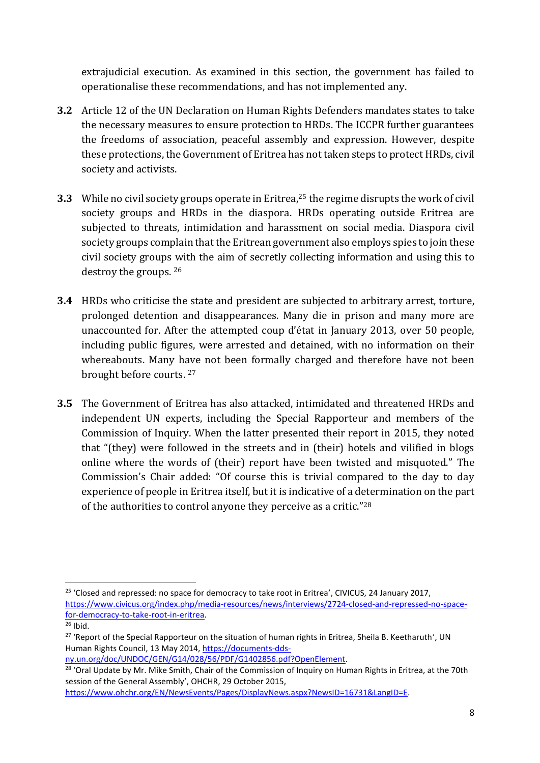extrajudicial execution. As examined in this section, the government has failed to operationalise these recommendations, and has not implemented any.

**3.2** Article 12 of the UN Declaration on Human Rights Defenders mandates states to take the necessary measures to ensure protection to HRDs. The ICCPR further guarantees the freedoms of association, peaceful assembly and expression. However, despite these protections, the Government of Eritrea has not taken steps to protect HRDs, civil society and activists.

**3.3** While no civil society groups operate in Eritrea,[25] the regime disrupts the work of civil society groups and HRDs in the diaspora. HRDs operating outside Eritrea are subjected to threats, intimidation and harassment on social media. Diaspora civil society groups complain that the Eritrean government also employs spies to join these civil society groups with the aim of secretly collecting information and using this to destroy the groups. [26]

**3.4** HRDs who criticise the state and president are subjected to arbitrary arrest, torture, prolonged detention and disappearances. Many die in prison and many more are unaccounted for. After the attempted coup d'état in January 2013, over 50 people, including public figures, were arrested and detained, with no information on their whereabouts. Many have not been formally charged and therefore have not been brought before courts. [27]

**3.5** The Government of Eritrea has also attacked, intimidated and threatened HRDs and independent UN experts, including the Special Rapporteur and members of the Commission of Inquiry. When the latter presented their report in 2015, they noted that "(they) were followed in the streets and in (their) hotels and vilified in blogs online where the words of (their) report have been twisted and misquoted." The Commission's Chair added: "Of course this is trivial compared to the day to day experience of people in Eritrea itself, but it is indicative of a determination on the part of the authorities to control anyone they perceive as a critic."[28]

---

[25] 'Closed and repressed: no space for democracy to take root in Eritrea', CIVICUS, 24 January 2017, https://www.civicus.org/index.php/media-resources/news/interviews/2724-closed-and-repressed-no-space-for-democracy-to-take-root-in-eritrea.

[26] Ibid.

[27] 'Report of the Special Rapporteur on the situation of human rights in Eritrea, Sheila B. Keetharuth', UN Human Rights Council, 13 May 2014, https://documents-dds-ny.un.org/doc/UNDOC/GEN/G14/028/56/PDF/G1402856.pdf?OpenElement.

[28] 'Oral Update by Mr. Mike Smith, Chair of the Commission of Inquiry on Human Rights in Eritrea, at the 70th session of the General Assembly', OHCHR, 29 October 2015, https://www.ohchr.org/EN/NewsEvents/Pages/DisplayNews.aspx?NewsID=16731&LangID=E.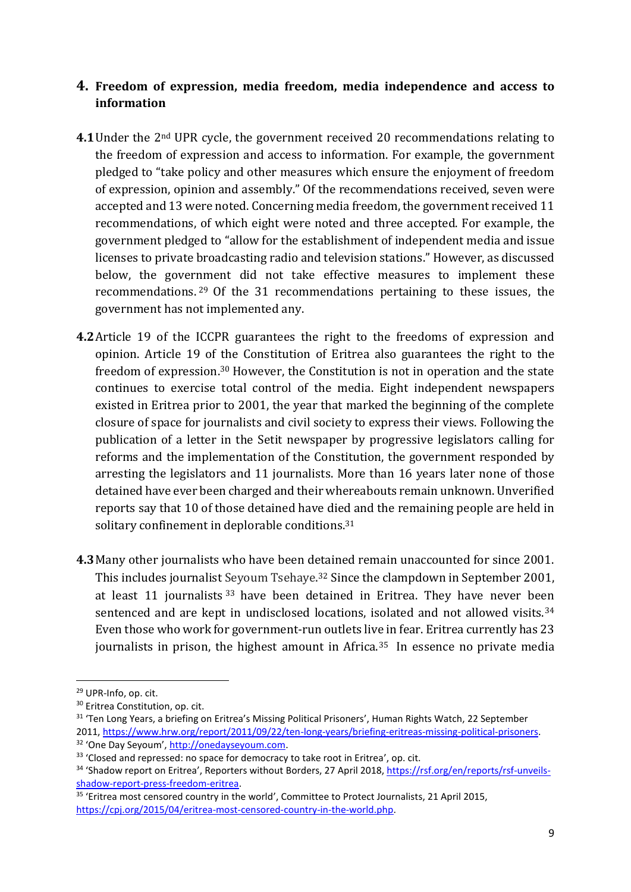## 4. Freedom of expression, media freedom, media independence and access to information

**4.1** Under the 2nd UPR cycle, the government received 20 recommendations relating to the freedom of expression and access to information. For example, the government pledged to "take policy and other measures which ensure the enjoyment of freedom of expression, opinion and assembly." Of the recommendations received, seven were accepted and 13 were noted. Concerning media freedom, the government received 11 recommendations, of which eight were noted and three accepted. For example, the government pledged to "allow for the establishment of independent media and issue licenses to private broadcasting radio and television stations." However, as discussed below, the government did not take effective measures to implement these recommendations.[29] Of the 31 recommendations pertaining to these issues, the government has not implemented any.

**4.2** Article 19 of the ICCPR guarantees the right to the freedoms of expression and opinion. Article 19 of the Constitution of Eritrea also guarantees the right to the freedom of expression.[30] However, the Constitution is not in operation and the state continues to exercise total control of the media. Eight independent newspapers existed in Eritrea prior to 2001, the year that marked the beginning of the complete closure of space for journalists and civil society to express their views. Following the publication of a letter in the Setit newspaper by progressive legislators calling for reforms and the implementation of the Constitution, the government responded by arresting the legislators and 11 journalists. More than 16 years later none of those detained have ever been charged and their whereabouts remain unknown. Unverified reports say that 10 of those detained have died and the remaining people are held in solitary confinement in deplorable conditions.[31]

**4.3** Many other journalists who have been detained remain unaccounted for since 2001. This includes journalist Seyoum Tsehaye.[32] Since the clampdown in September 2001, at least 11 journalists[33] have been detained in Eritrea. They have never been sentenced and are kept in undisclosed locations, isolated and not allowed visits.[34] Even those who work for government-run outlets live in fear. Eritrea currently has 23 journalists in prison, the highest amount in Africa.[35] In essence no private media

---

[29] UPR-Info, op. cit.

[30] Eritrea Constitution, op. cit.

[31] 'Ten Long Years, a briefing on Eritrea's Missing Political Prisoners', Human Rights Watch, 22 September 2011, https://www.hrw.org/report/2011/09/22/ten-long-years/briefing-eritreas-missing-political-prisoners.

[32] 'One Day Seyoum', http://onedayseyoum.com.

[33] 'Closed and repressed: no space for democracy to take root in Eritrea', op. cit.

[34] 'Shadow report on Eritrea', Reporters without Borders, 27 April 2018, https://rsf.org/en/reports/rsf-unveils-shadow-report-press-freedom-eritrea.

[35] 'Eritrea most censored country in the world', Committee to Protect Journalists, 21 April 2015, https://cpj.org/2015/04/eritrea-most-censored-country-in-the-world.php.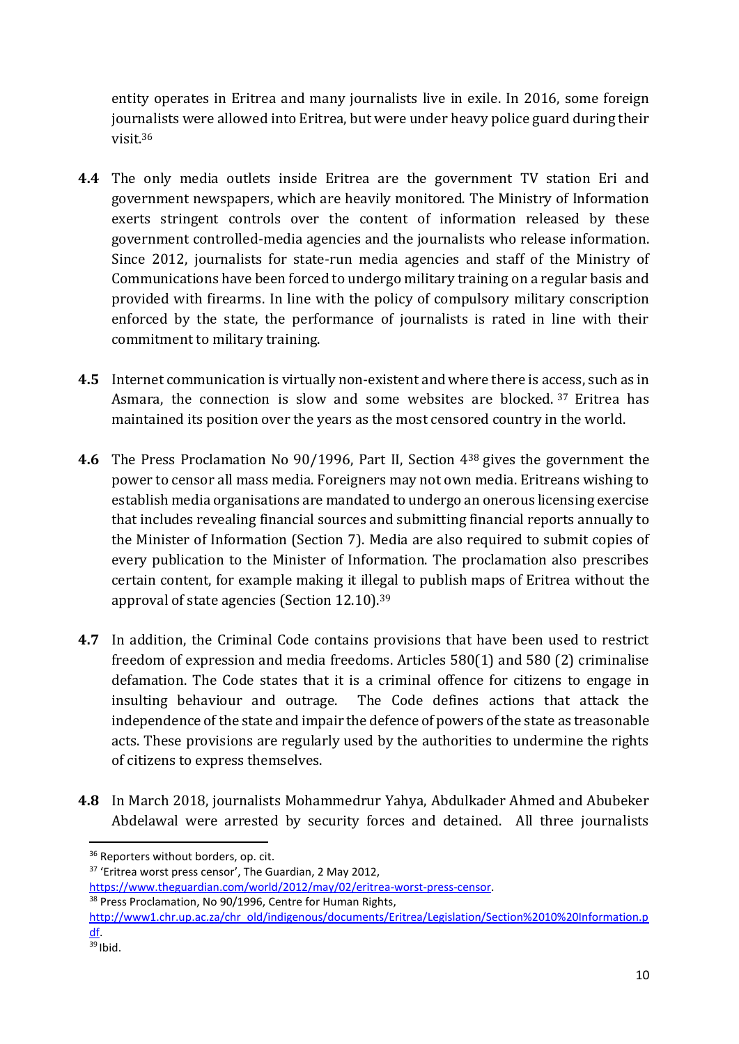entity operates in Eritrea and many journalists live in exile. In 2016, some foreign journalists were allowed into Eritrea, but were under heavy police guard during their visit.[36]

**4.4** The only media outlets inside Eritrea are the government TV station Eri and government newspapers, which are heavily monitored. The Ministry of Information exerts stringent controls over the content of information released by these government controlled-media agencies and the journalists who release information. Since 2012, journalists for state-run media agencies and staff of the Ministry of Communications have been forced to undergo military training on a regular basis and provided with firearms. In line with the policy of compulsory military conscription enforced by the state, the performance of journalists is rated in line with their commitment to military training.

**4.5** Internet communication is virtually non-existent and where there is access, such as in Asmara, the connection is slow and some websites are blocked.[37] Eritrea has maintained its position over the years as the most censored country in the world.

**4.6** The Press Proclamation No 90/1996, Part II, Section 4[38] gives the government the power to censor all mass media. Foreigners may not own media. Eritreans wishing to establish media organisations are mandated to undergo an onerous licensing exercise that includes revealing financial sources and submitting financial reports annually to the Minister of Information (Section 7). Media are also required to submit copies of every publication to the Minister of Information. The proclamation also prescribes certain content, for example making it illegal to publish maps of Eritrea without the approval of state agencies (Section 12.10).[39]

**4.7** In addition, the Criminal Code contains provisions that have been used to restrict freedom of expression and media freedoms. Articles 580(1) and 580 (2) criminalise defamation. The Code states that it is a criminal offence for citizens to engage in insulting behaviour and outrage. The Code defines actions that attack the independence of the state and impair the defence of powers of the state as treasonable acts. These provisions are regularly used by the authorities to undermine the rights of citizens to express themselves.

**4.8** In March 2018, journalists Mohammedrur Yahya, Abdulkader Ahmed and Abubeker Abdelawal were arrested by security forces and detained. All three journalists

---

[36] Reporters without borders, op. cit.

[37] 'Eritrea worst press censor', The Guardian, 2 May 2012, https://www.theguardian.com/world/2012/may/02/eritrea-worst-press-censor.

[38] Press Proclamation, No 90/1996, Centre for Human Rights, http://www1.chr.up.ac.za/chr_old/indigenous/documents/Eritrea/Legislation/Section%2010%20Information.pdf.

[39] Ibid.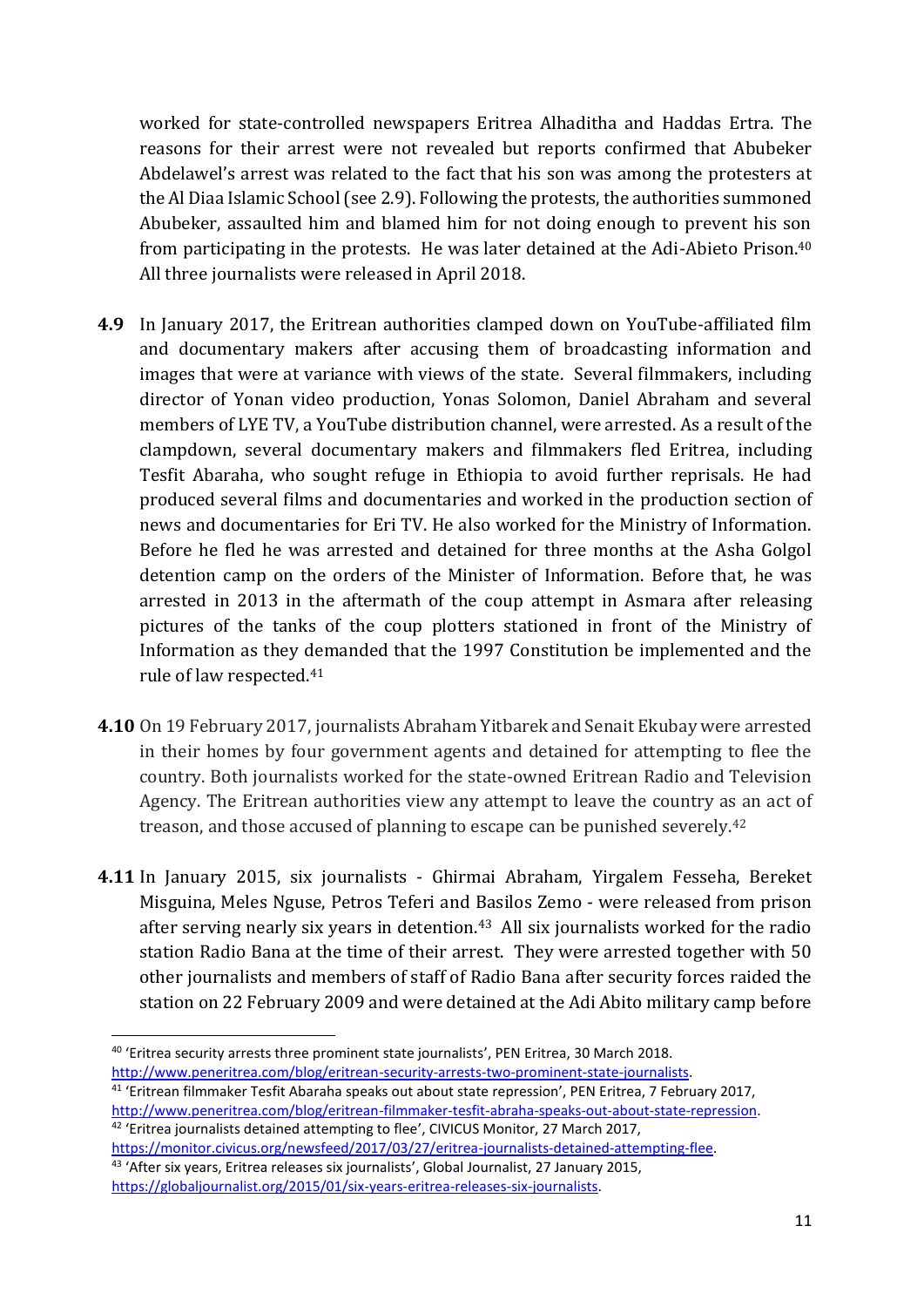worked for state-controlled newspapers Eritrea Alhaditha and Haddas Ertra. The reasons for their arrest were not revealed but reports confirmed that Abubeker Abdelawel's arrest was related to the fact that his son was among the protesters at the Al Diaa Islamic School (see 2.9). Following the protests, the authorities summoned Abubeker, assaulted him and blamed him for not doing enough to prevent his son from participating in the protests. He was later detained at the Adi-Abieto Prison.[40] All three journalists were released in April 2018.

**4.9** In January 2017, the Eritrean authorities clamped down on YouTube-affiliated film and documentary makers after accusing them of broadcasting information and images that were at variance with views of the state. Several filmmakers, including director of Yonan video production, Yonas Solomon, Daniel Abraham and several members of LYE TV, a YouTube distribution channel, were arrested. As a result of the clampdown, several documentary makers and filmmakers fled Eritrea, including Tesfit Abaraha, who sought refuge in Ethiopia to avoid further reprisals. He had produced several films and documentaries and worked in the production section of news and documentaries for Eri TV. He also worked for the Ministry of Information. Before he fled he was arrested and detained for three months at the Asha Golgol detention camp on the orders of the Minister of Information. Before that, he was arrested in 2013 in the aftermath of the coup attempt in Asmara after releasing pictures of the tanks of the coup plotters stationed in front of the Ministry of Information as they demanded that the 1997 Constitution be implemented and the rule of law respected.[41]

**4.10** On 19 February 2017, journalists Abraham Yitbarek and Senait Ekubay were arrested in their homes by four government agents and detained for attempting to flee the country. Both journalists worked for the state-owned Eritrean Radio and Television Agency. The Eritrean authorities view any attempt to leave the country as an act of treason, and those accused of planning to escape can be punished severely.[42]

**4.11** In January 2015, six journalists - Ghirmai Abraham, Yirgalem Fesseha, Bereket Misguina, Meles Nguse, Petros Teferi and Basilos Zemo - were released from prison after serving nearly six years in detention.[43] All six journalists worked for the radio station Radio Bana at the time of their arrest. They were arrested together with 50 other journalists and members of staff of Radio Bana after security forces raided the station on 22 February 2009 and were detained at the Adi Abito military camp before

---

[40] 'Eritrea security arrests three prominent state journalists', PEN Eritrea, 30 March 2018. http://www.peneritrea.com/blog/eritrean-security-arrests-two-prominent-state-journalists.

[41] 'Eritrean filmmaker Tesfit Abaraha speaks out about state repression', PEN Eritrea, 7 February 2017, http://www.peneritrea.com/blog/eritrean-filmmaker-tesfit-abraha-speaks-out-about-state-repression.

[42] 'Eritrea journalists detained attempting to flee', CIVICUS Monitor, 27 March 2017, https://monitor.civicus.org/newsfeed/2017/03/27/eritrea-journalists-detained-attempting-flee.

[43] 'After six years, Eritrea releases six journalists', Global Journalist, 27 January 2015, https://globaljournalist.org/2015/01/six-years-eritrea-releases-six-journalists.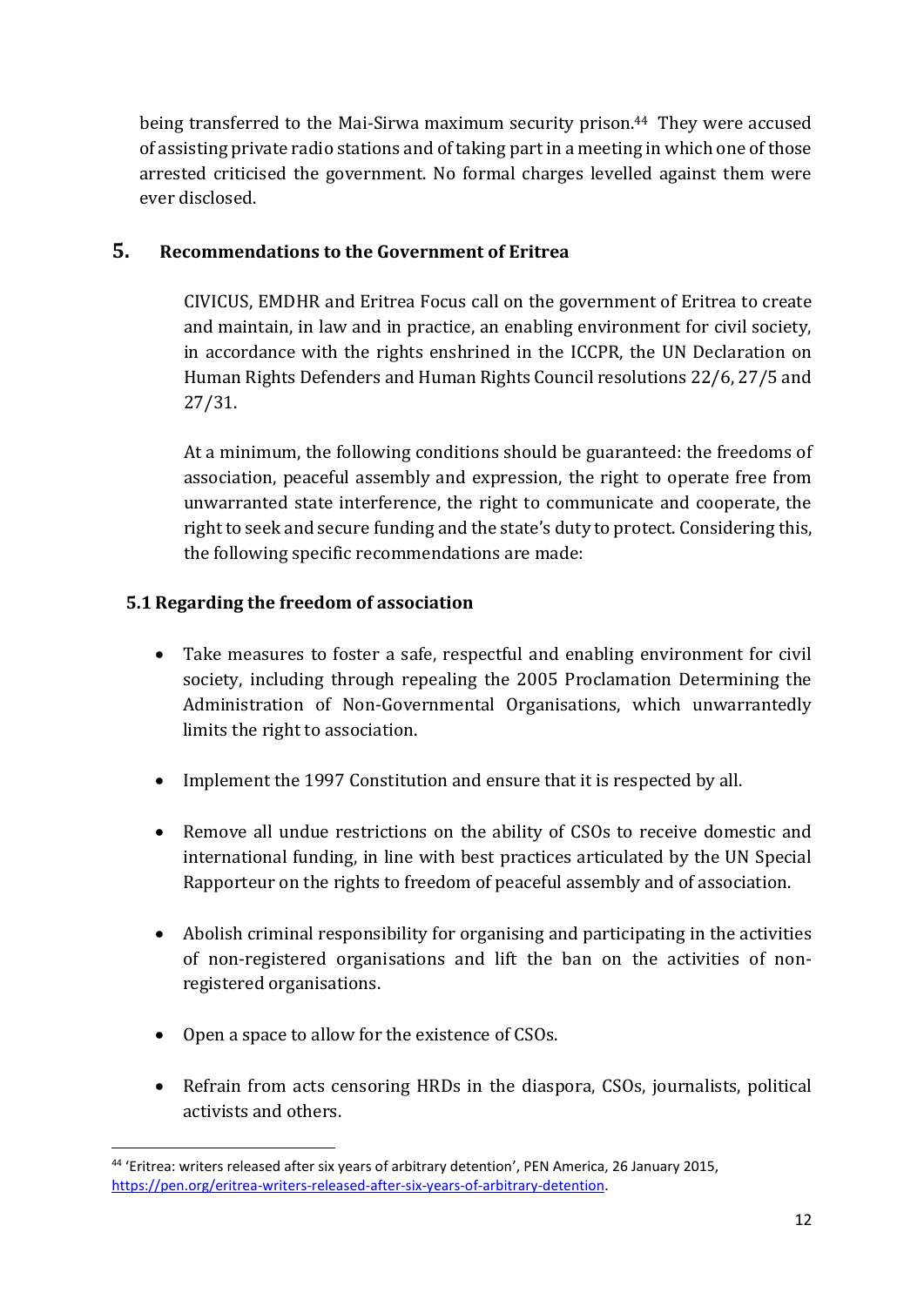being transferred to the Mai-Sirwa maximum security prison.[44] They were accused of assisting private radio stations and of taking part in a meeting in which one of those arrested criticised the government. No formal charges levelled against them were ever disclosed.

## 5. Recommendations to the Government of Eritrea

CIVICUS, EMDHR and Eritrea Focus call on the government of Eritrea to create and maintain, in law and in practice, an enabling environment for civil society, in accordance with the rights enshrined in the ICCPR, the UN Declaration on Human Rights Defenders and Human Rights Council resolutions 22/6, 27/5 and 27/31.

At a minimum, the following conditions should be guaranteed: the freedoms of association, peaceful assembly and expression, the right to operate free from unwarranted state interference, the right to communicate and cooperate, the right to seek and secure funding and the state's duty to protect. Considering this, the following specific recommendations are made:

### 5.1 Regarding the freedom of association

- Take measures to foster a safe, respectful and enabling environment for civil society, including through repealing the 2005 Proclamation Determining the Administration of Non-Governmental Organisations, which unwarrantedly limits the right to association.
- Implement the 1997 Constitution and ensure that it is respected by all.
- Remove all undue restrictions on the ability of CSOs to receive domestic and international funding, in line with best practices articulated by the UN Special Rapporteur on the rights to freedom of peaceful assembly and of association.
- Abolish criminal responsibility for organising and participating in the activities of non-registered organisations and lift the ban on the activities of non-registered organisations.
- Open a space to allow for the existence of CSOs.
- Refrain from acts censoring HRDs in the diaspora, CSOs, journalists, political activists and others.

---

[44] 'Eritrea: writers released after six years of arbitrary detention', PEN America, 26 January 2015, https://pen.org/eritrea-writers-released-after-six-years-of-arbitrary-detention.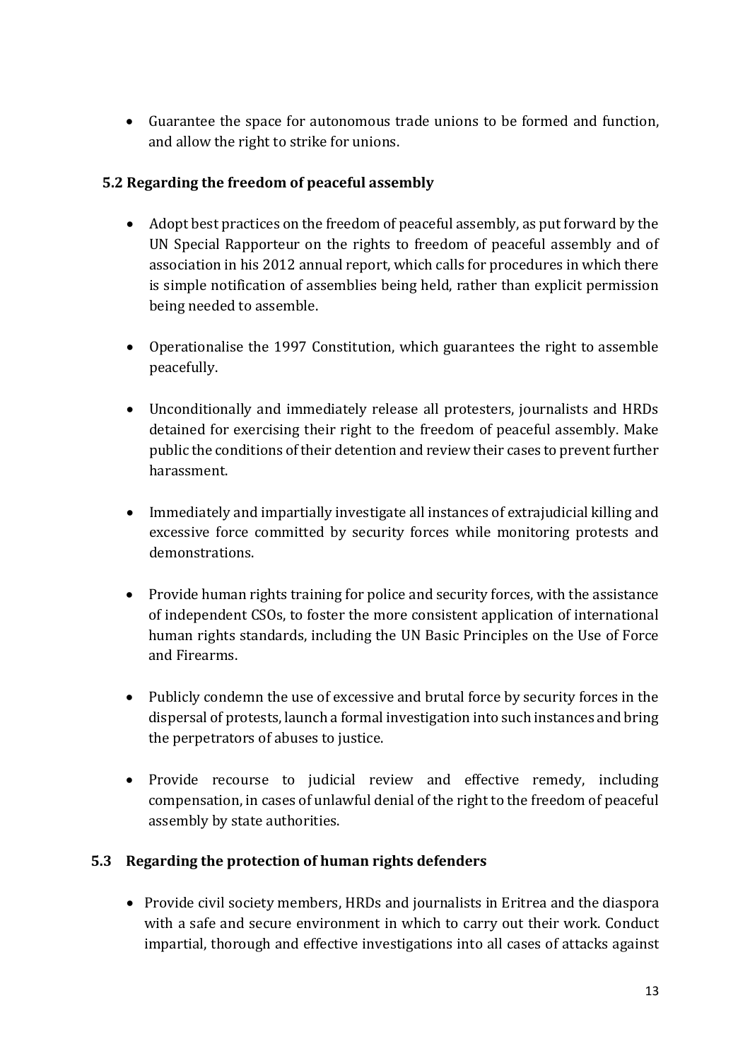- Guarantee the space for autonomous trade unions to be formed and function, and allow the right to strike for unions.

### 5.2 Regarding the freedom of peaceful assembly

- Adopt best practices on the freedom of peaceful assembly, as put forward by the UN Special Rapporteur on the rights to freedom of peaceful assembly and of association in his 2012 annual report, which calls for procedures in which there is simple notification of assemblies being held, rather than explicit permission being needed to assemble.

- Operationalise the 1997 Constitution, which guarantees the right to assemble peacefully.

- Unconditionally and immediately release all protesters, journalists and HRDs detained for exercising their right to the freedom of peaceful assembly. Make public the conditions of their detention and review their cases to prevent further harassment.

- Immediately and impartially investigate all instances of extrajudicial killing and excessive force committed by security forces while monitoring protests and demonstrations.

- Provide human rights training for police and security forces, with the assistance of independent CSOs, to foster the more consistent application of international human rights standards, including the UN Basic Principles on the Use of Force and Firearms.

- Publicly condemn the use of excessive and brutal force by security forces in the dispersal of protests, launch a formal investigation into such instances and bring the perpetrators of abuses to justice.

- Provide recourse to judicial review and effective remedy, including compensation, in cases of unlawful denial of the right to the freedom of peaceful assembly by state authorities.

### 5.3 Regarding the protection of human rights defenders

- Provide civil society members, HRDs and journalists in Eritrea and the diaspora with a safe and secure environment in which to carry out their work. Conduct impartial, thorough and effective investigations into all cases of attacks against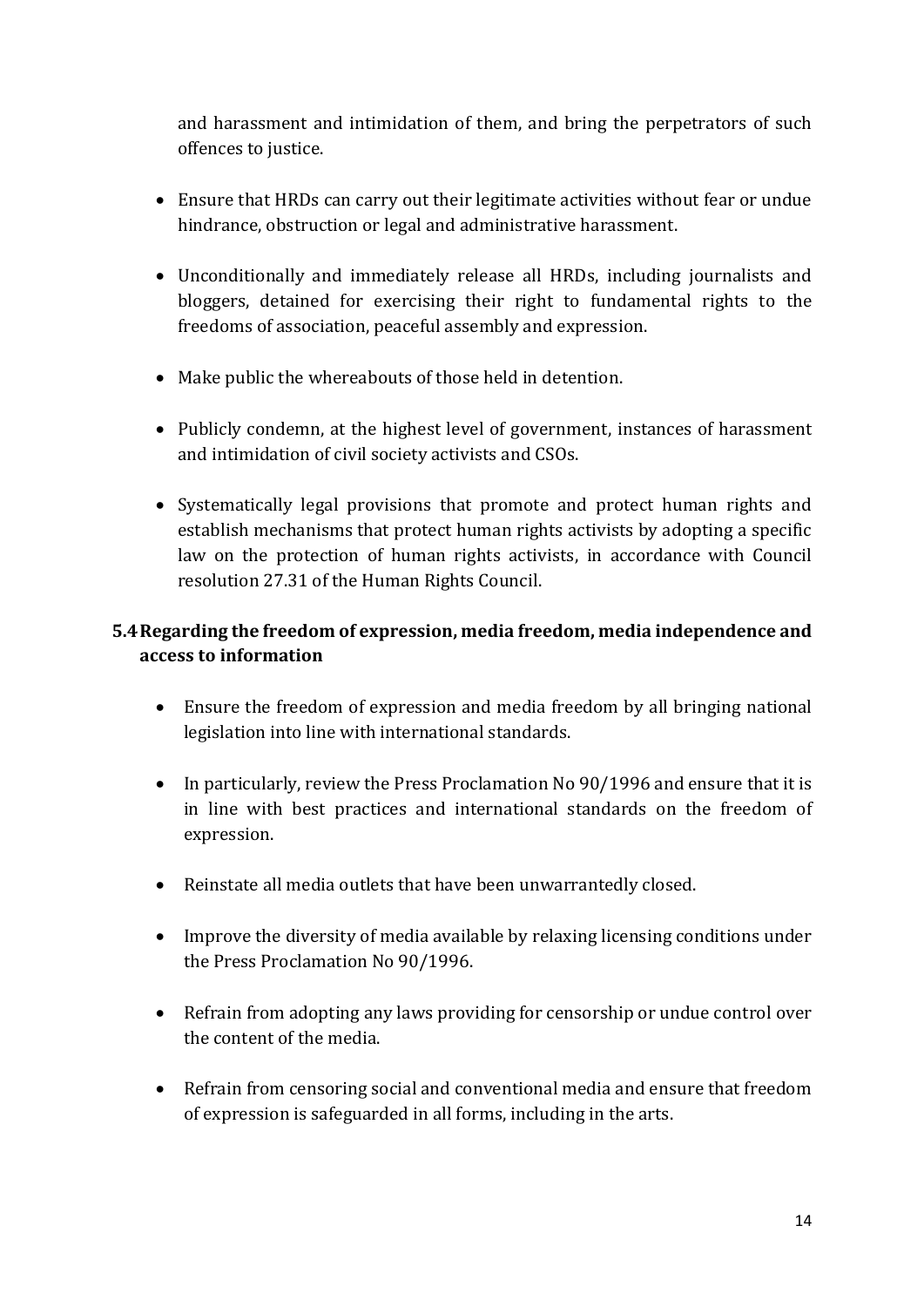and harassment and intimidation of them, and bring the perpetrators of such offences to justice.

- Ensure that HRDs can carry out their legitimate activities without fear or undue hindrance, obstruction or legal and administrative harassment.
- Unconditionally and immediately release all HRDs, including journalists and bloggers, detained for exercising their right to fundamental rights to the freedoms of association, peaceful assembly and expression.
- Make public the whereabouts of those held in detention.
- Publicly condemn, at the highest level of government, instances of harassment and intimidation of civil society activists and CSOs.
- Systematically legal provisions that promote and protect human rights and establish mechanisms that protect human rights activists by adopting a specific law on the protection of human rights activists, in accordance with Council resolution 27.31 of the Human Rights Council.

## 5.4 Regarding the freedom of expression, media freedom, media independence and access to information

- Ensure the freedom of expression and media freedom by all bringing national legislation into line with international standards.
- In particularly, review the Press Proclamation No 90/1996 and ensure that it is in line with best practices and international standards on the freedom of expression.
- Reinstate all media outlets that have been unwarrantedly closed.
- Improve the diversity of media available by relaxing licensing conditions under the Press Proclamation No 90/1996.
- Refrain from adopting any laws providing for censorship or undue control over the content of the media.
- Refrain from censoring social and conventional media and ensure that freedom of expression is safeguarded in all forms, including in the arts.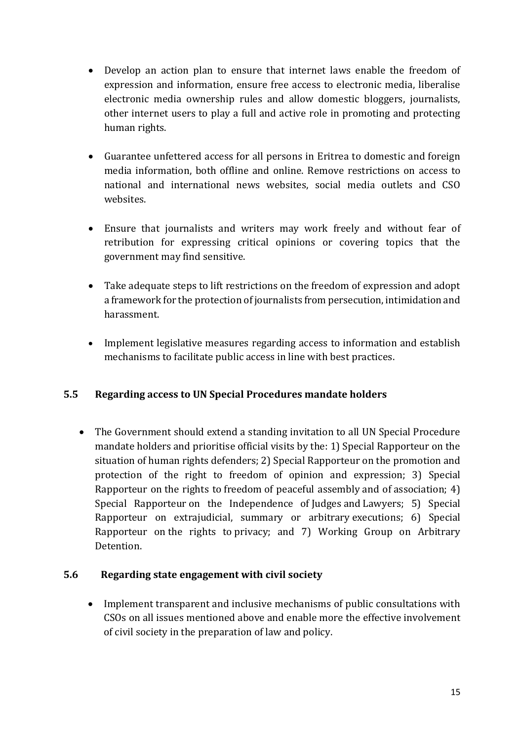- Develop an action plan to ensure that internet laws enable the freedom of expression and information, ensure free access to electronic media, liberalise electronic media ownership rules and allow domestic bloggers, journalists, other internet users to play a full and active role in promoting and protecting human rights.

- Guarantee unfettered access for all persons in Eritrea to domestic and foreign media information, both offline and online. Remove restrictions on access to national and international news websites, social media outlets and CSO websites.

- Ensure that journalists and writers may work freely and without fear of retribution for expressing critical opinions or covering topics that the government may find sensitive.

- Take adequate steps to lift restrictions on the freedom of expression and adopt a framework for the protection of journalists from persecution, intimidation and harassment.

- Implement legislative measures regarding access to information and establish mechanisms to facilitate public access in line with best practices.

## 5.5 Regarding access to UN Special Procedures mandate holders

- The Government should extend a standing invitation to all UN Special Procedure mandate holders and prioritise official visits by the: 1) Special Rapporteur on the situation of human rights defenders; 2) Special Rapporteur on the promotion and protection of the right to freedom of opinion and expression; 3) Special Rapporteur on the rights to freedom of peaceful assembly and of association; 4) Special Rapporteur on the Independence of Judges and Lawyers; 5) Special Rapporteur on extrajudicial, summary or arbitrary executions; 6) Special Rapporteur on the rights to privacy; and 7) Working Group on Arbitrary Detention.

## 5.6 Regarding state engagement with civil society

- Implement transparent and inclusive mechanisms of public consultations with CSOs on all issues mentioned above and enable more the effective involvement of civil society in the preparation of law and policy.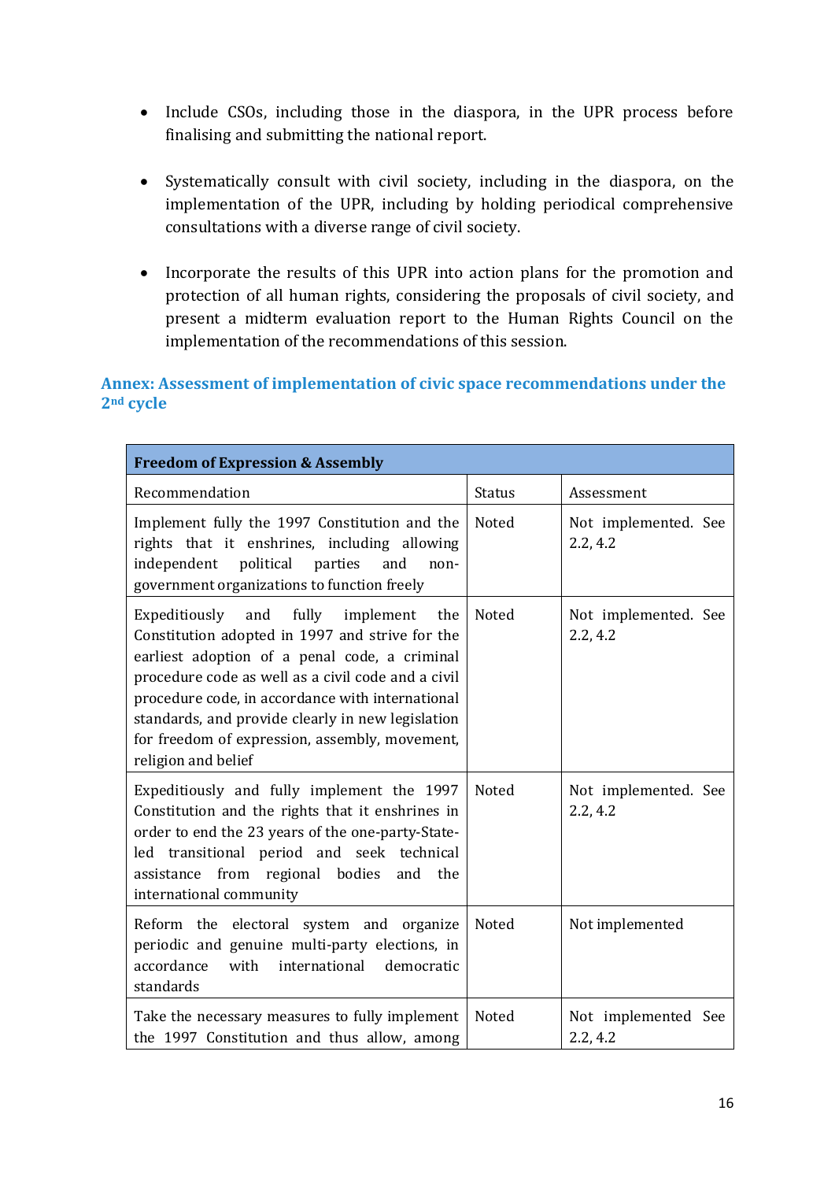- Include CSOs, including those in the diaspora, in the UPR process before finalising and submitting the national report.

- Systematically consult with civil society, including in the diaspora, on the implementation of the UPR, including by holding periodical comprehensive consultations with a diverse range of civil society.

- Incorporate the results of this UPR into action plans for the promotion and protection of all human rights, considering the proposals of civil society, and present a midterm evaluation report to the Human Rights Council on the implementation of the recommendations of this session.

## Annex: Assessment of implementation of civic space recommendations under the 2nd cycle

| **Freedom of Expression & Assembly** | | |
|---|---|---|
| Recommendation | Status | Assessment |
| Implement fully the 1997 Constitution and the rights that it enshrines, including allowing independent political parties and non-government organizations to function freely | Noted | Not implemented. See 2.2, 4.2 |
| Expeditiously and fully implement the Constitution adopted in 1997 and strive for the earliest adoption of a penal code, a criminal procedure code as well as a civil code and a civil procedure code, in accordance with international standards, and provide clearly in new legislation for freedom of expression, assembly, movement, religion and belief | Noted | Not implemented. See 2.2, 4.2 |
| Expeditiously and fully implement the 1997 Constitution and the rights that it enshrines in order to end the 23 years of the one-party-State-led transitional period and seek technical assistance from regional bodies and the international community | Noted | Not implemented. See 2.2, 4.2 |
| Reform the electoral system and organize periodic and genuine multi-party elections, in accordance with international democratic standards | Noted | Not implemented |
| Take the necessary measures to fully implement the 1997 Constitution and thus allow, among | Noted | Not implemented See 2.2, 4.2 |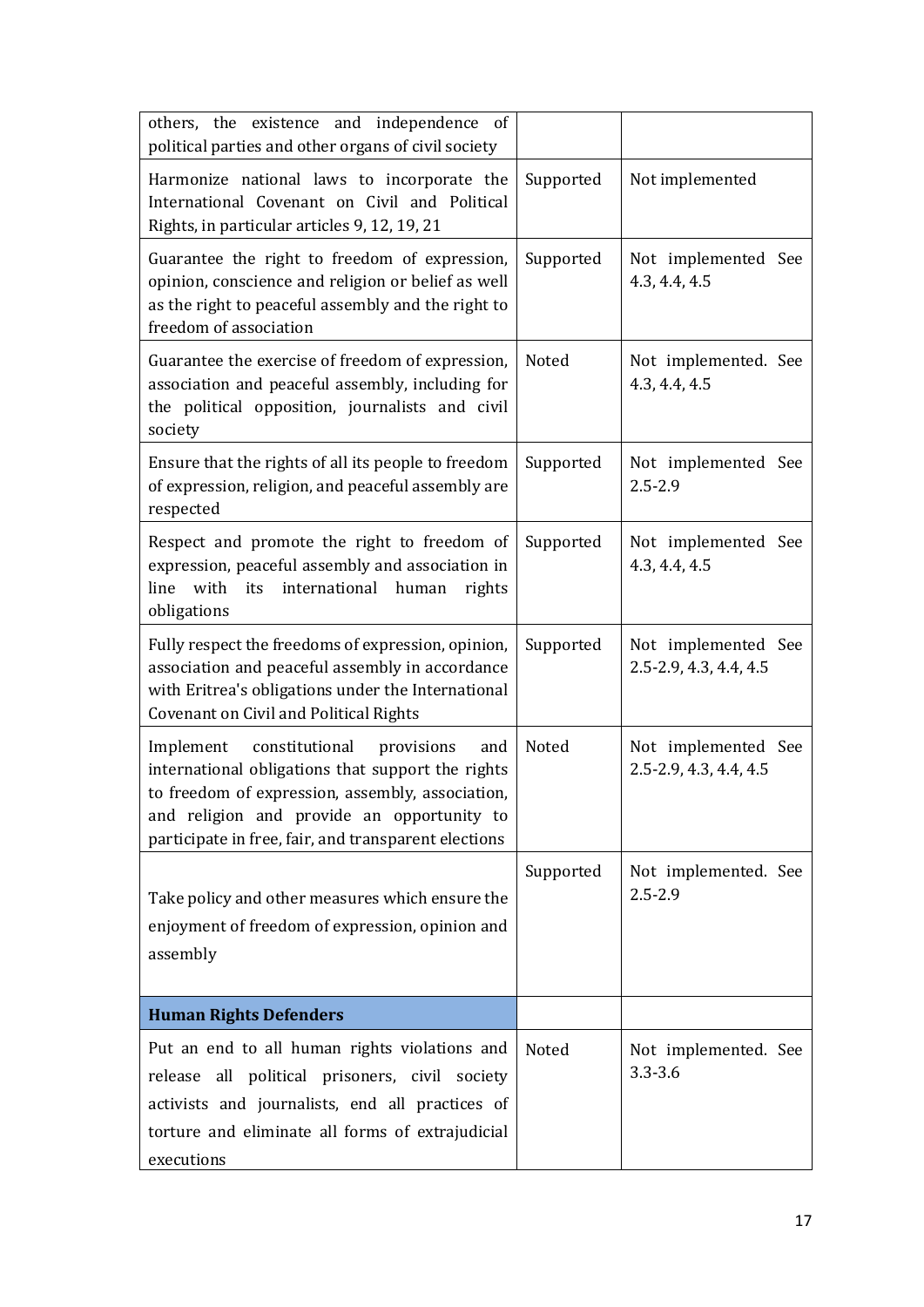| | | |
|---|---|---|
| others, the existence and independence of political parties and other organs of civil society | | |
| Harmonize national laws to incorporate the International Covenant on Civil and Political Rights, in particular articles 9, 12, 19, 21 | Supported | Not implemented |
| Guarantee the right to freedom of expression, opinion, conscience and religion or belief as well as the right to peaceful assembly and the right to freedom of association | Supported | Not implemented See 4.3, 4.4, 4.5 |
| Guarantee the exercise of freedom of expression, association and peaceful assembly, including for the political opposition, journalists and civil society | Noted | Not implemented. See 4.3, 4.4, 4.5 |
| Ensure that the rights of all its people to freedom of expression, religion, and peaceful assembly are respected | Supported | Not implemented See 2.5-2.9 |
| Respect and promote the right to freedom of expression, peaceful assembly and association in line with its international human rights obligations | Supported | Not implemented See 4.3, 4.4, 4.5 |
| Fully respect the freedoms of expression, opinion, association and peaceful assembly in accordance with Eritrea's obligations under the International Covenant on Civil and Political Rights | Supported | Not implemented See 2.5-2.9, 4.3, 4.4, 4.5 |
| Implement constitutional provisions and international obligations that support the rights to freedom of expression, assembly, association, and religion and provide an opportunity to participate in free, fair, and transparent elections | Noted | Not implemented See 2.5-2.9, 4.3, 4.4, 4.5 |
| Take policy and other measures which ensure the enjoyment of freedom of expression, opinion and assembly | Supported | Not implemented. See 2.5-2.9 |
| **Human Rights Defenders** | | |
| Put an end to all human rights violations and release all political prisoners, civil society activists and journalists, end all practices of torture and eliminate all forms of extrajudicial executions | Noted | Not implemented. See 3.3-3.6 |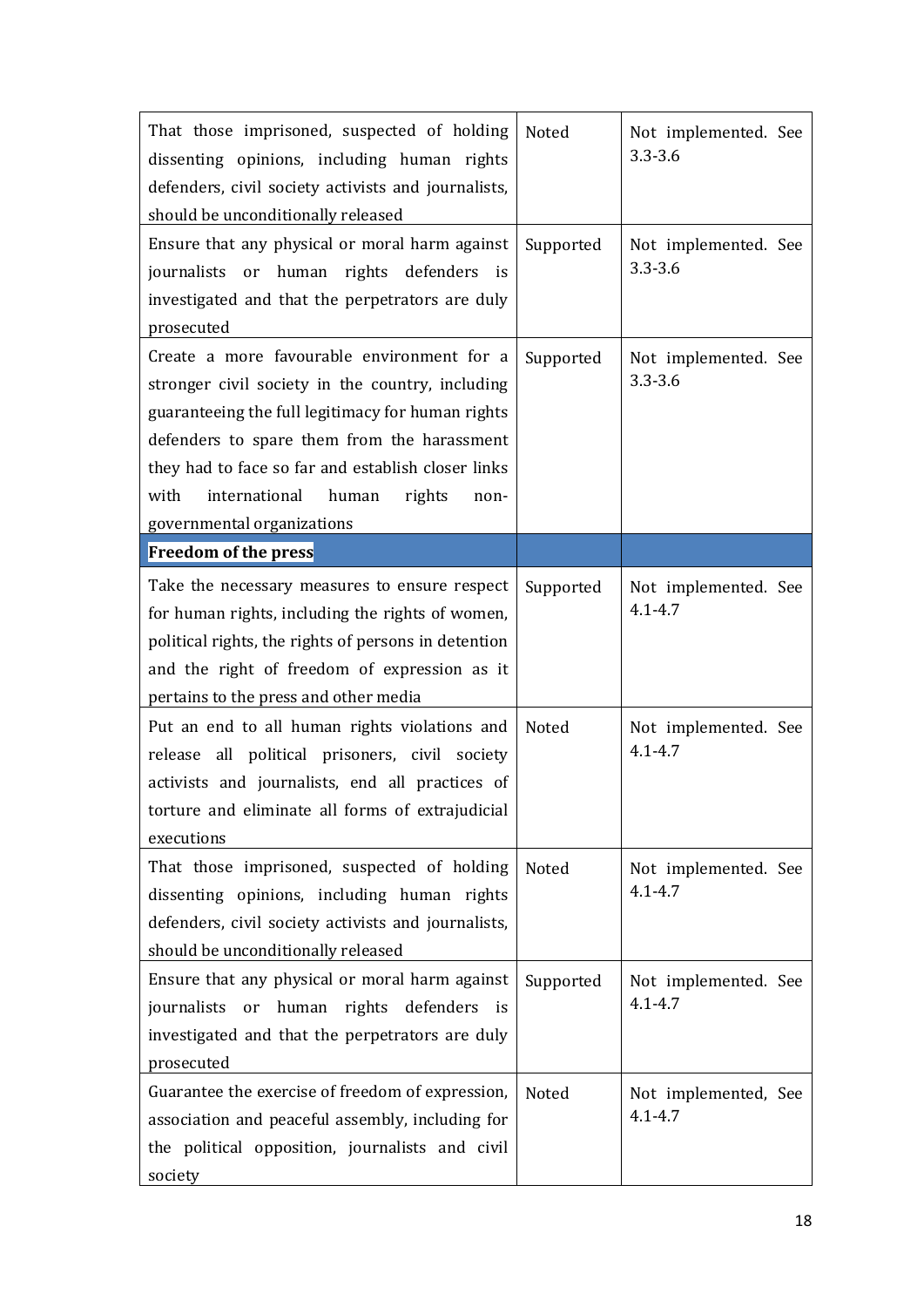| | | |
|---|---|---|
| That those imprisoned, suspected of holding dissenting opinions, including human rights defenders, civil society activists and journalists, should be unconditionally released | Noted | Not implemented. See 3.3-3.6 |
| Ensure that any physical or moral harm against journalists or human rights defenders is investigated and that the perpetrators are duly prosecuted | Supported | Not implemented. See 3.3-3.6 |
| Create a more favourable environment for a stronger civil society in the country, including guaranteeing the full legitimacy for human rights defenders to spare them from the harassment they had to face so far and establish closer links with international human rights non-governmental organizations | Supported | Not implemented. See 3.3-3.6 |
| **Freedom of the press** | | |
| Take the necessary measures to ensure respect for human rights, including the rights of women, political rights, the rights of persons in detention and the right of freedom of expression as it pertains to the press and other media | Supported | Not implemented. See 4.1-4.7 |
| Put an end to all human rights violations and release all political prisoners, civil society activists and journalists, end all practices of torture and eliminate all forms of extrajudicial executions | Noted | Not implemented. See 4.1-4.7 |
| That those imprisoned, suspected of holding dissenting opinions, including human rights defenders, civil society activists and journalists, should be unconditionally released | Noted | Not implemented. See 4.1-4.7 |
| Ensure that any physical or moral harm against journalists or human rights defenders is investigated and that the perpetrators are duly prosecuted | Supported | Not implemented. See 4.1-4.7 |
| Guarantee the exercise of freedom of expression, association and peaceful assembly, including for the political opposition, journalists and civil society | Noted | Not implemented, See 4.1-4.7 |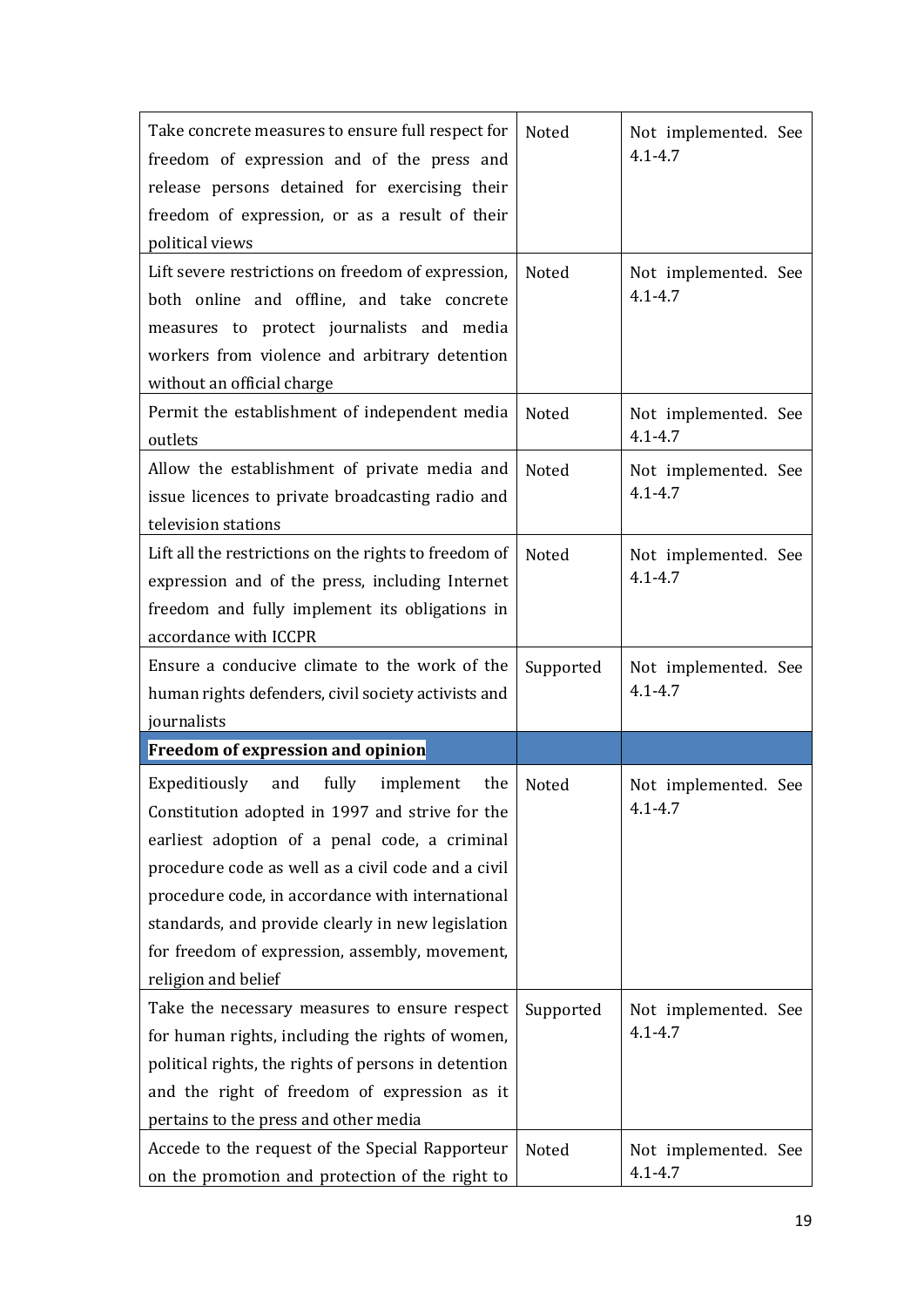| | | |
|---|---|---|
| Take concrete measures to ensure full respect for freedom of expression and of the press and release persons detained for exercising their freedom of expression, or as a result of their political views | Noted | Not implemented. See 4.1-4.7 |
| Lift severe restrictions on freedom of expression, both online and offline, and take concrete measures to protect journalists and media workers from violence and arbitrary detention without an official charge | Noted | Not implemented. See 4.1-4.7 |
| Permit the establishment of independent media outlets | Noted | Not implemented. See 4.1-4.7 |
| Allow the establishment of private media and issue licences to private broadcasting radio and television stations | Noted | Not implemented. See 4.1-4.7 |
| Lift all the restrictions on the rights to freedom of expression and of the press, including Internet freedom and fully implement its obligations in accordance with ICCPR | Noted | Not implemented. See 4.1-4.7 |
| Ensure a conducive climate to the work of the human rights defenders, civil society activists and journalists | Supported | Not implemented. See 4.1-4.7 |
| **Freedom of expression and opinion** | | |
| Expeditiously and fully implement the Constitution adopted in 1997 and strive for the earliest adoption of a penal code, a criminal procedure code as well as a civil code and a civil procedure code, in accordance with international standards, and provide clearly in new legislation for freedom of expression, assembly, movement, religion and belief | Noted | Not implemented. See 4.1-4.7 |
| Take the necessary measures to ensure respect for human rights, including the rights of women, political rights, the rights of persons in detention and the right of freedom of expression as it pertains to the press and other media | Supported | Not implemented. See 4.1-4.7 |
| Accede to the request of the Special Rapporteur on the promotion and protection of the right to | Noted | Not implemented. See 4.1-4.7 |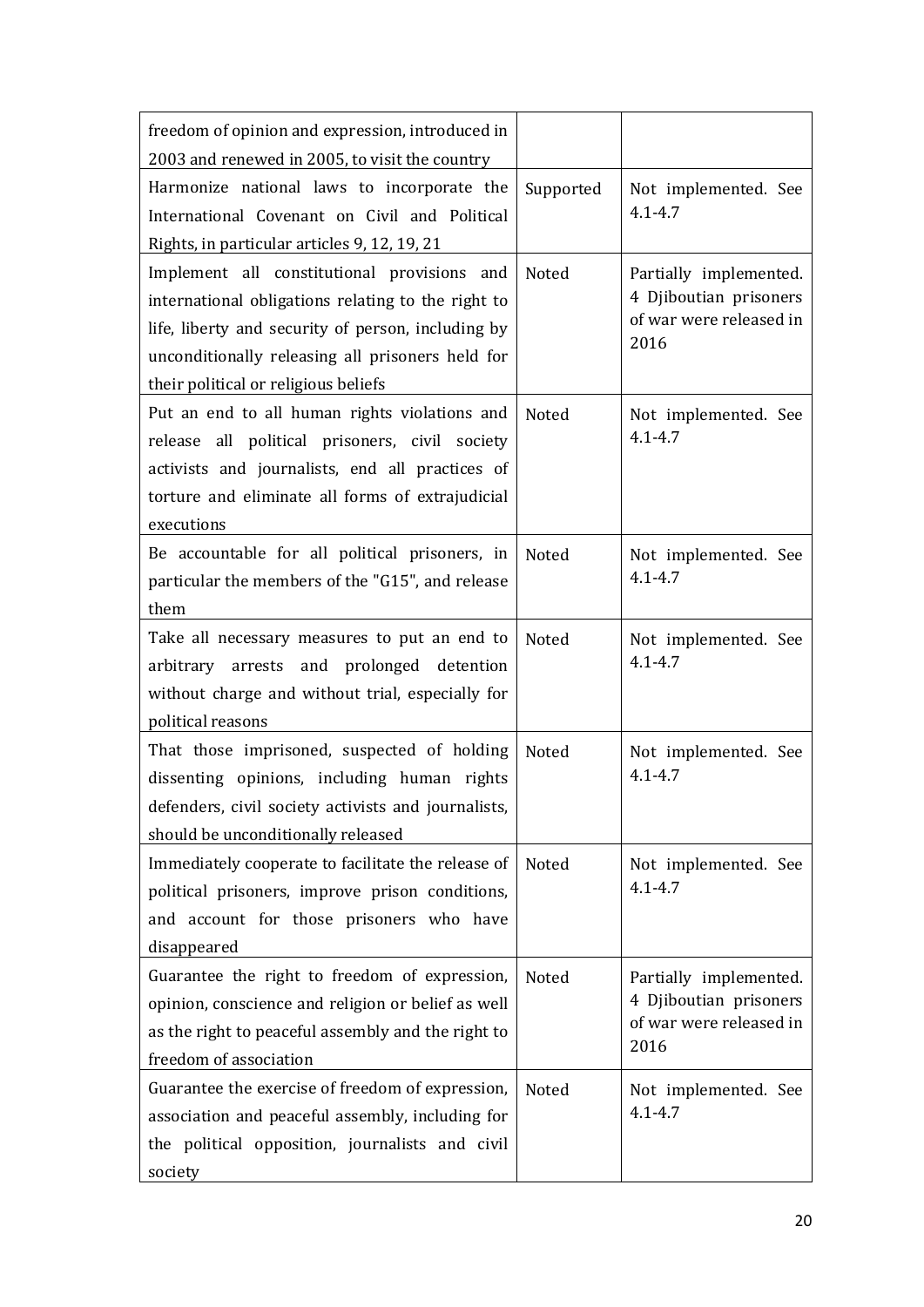| | | |
|---|---|---|
| freedom of opinion and expression, introduced in 2003 and renewed in 2005, to visit the country | | |
| Harmonize national laws to incorporate the International Covenant on Civil and Political Rights, in particular articles 9, 12, 19, 21 | Supported | Not implemented. See 4.1-4.7 |
| Implement all constitutional provisions and international obligations relating to the right to life, liberty and security of person, including by unconditionally releasing all prisoners held for their political or religious beliefs | Noted | Partially implemented. 4 Djiboutian prisoners of war were released in 2016 |
| Put an end to all human rights violations and release all political prisoners, civil society activists and journalists, end all practices of torture and eliminate all forms of extrajudicial executions | Noted | Not implemented. See 4.1-4.7 |
| Be accountable for all political prisoners, in particular the members of the "G15", and release them | Noted | Not implemented. See 4.1-4.7 |
| Take all necessary measures to put an end to arbitrary arrests and prolonged detention without charge and without trial, especially for political reasons | Noted | Not implemented. See 4.1-4.7 |
| That those imprisoned, suspected of holding dissenting opinions, including human rights defenders, civil society activists and journalists, should be unconditionally released | Noted | Not implemented. See 4.1-4.7 |
| Immediately cooperate to facilitate the release of political prisoners, improve prison conditions, and account for those prisoners who have disappeared | Noted | Not implemented. See 4.1-4.7 |
| Guarantee the right to freedom of expression, opinion, conscience and religion or belief as well as the right to peaceful assembly and the right to freedom of association | Noted | Partially implemented. 4 Djiboutian prisoners of war were released in 2016 |
| Guarantee the exercise of freedom of expression, association and peaceful assembly, including for the political opposition, journalists and civil society | Noted | Not implemented. See 4.1-4.7 |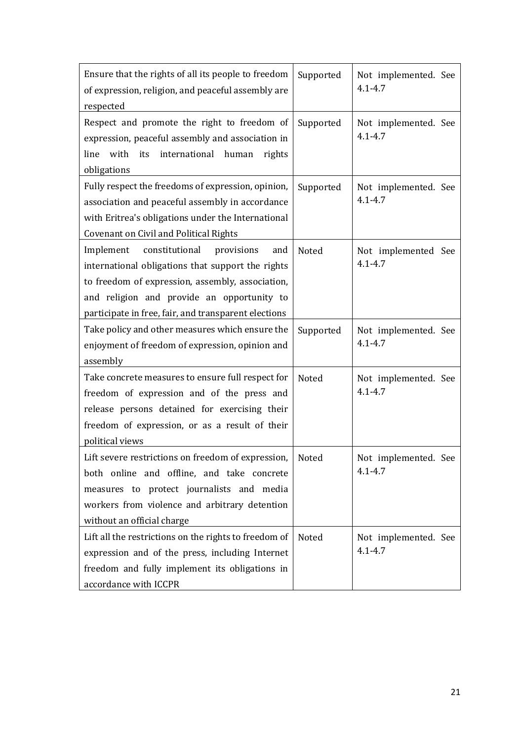| | | |
|---|---|---|
| Ensure that the rights of all its people to freedom of expression, religion, and peaceful assembly are respected | Supported | Not implemented. See 4.1-4.7 |
| Respect and promote the right to freedom of expression, peaceful assembly and association in line with its international human rights obligations | Supported | Not implemented. See 4.1-4.7 |
| Fully respect the freedoms of expression, opinion, association and peaceful assembly in accordance with Eritrea's obligations under the International Covenant on Civil and Political Rights | Supported | Not implemented. See 4.1-4.7 |
| Implement constitutional provisions and international obligations that support the rights to freedom of expression, assembly, association, and religion and provide an opportunity to participate in free, fair, and transparent elections | Noted | Not implemented See 4.1-4.7 |
| Take policy and other measures which ensure the enjoyment of freedom of expression, opinion and assembly | Supported | Not implemented. See 4.1-4.7 |
| Take concrete measures to ensure full respect for freedom of expression and of the press and release persons detained for exercising their freedom of expression, or as a result of their political views | Noted | Not implemented. See 4.1-4.7 |
| Lift severe restrictions on freedom of expression, both online and offline, and take concrete measures to protect journalists and media workers from violence and arbitrary detention without an official charge | Noted | Not implemented. See 4.1-4.7 |
| Lift all the restrictions on the rights to freedom of expression and of the press, including Internet freedom and fully implement its obligations in accordance with ICCPR | Noted | Not implemented. See 4.1-4.7 |